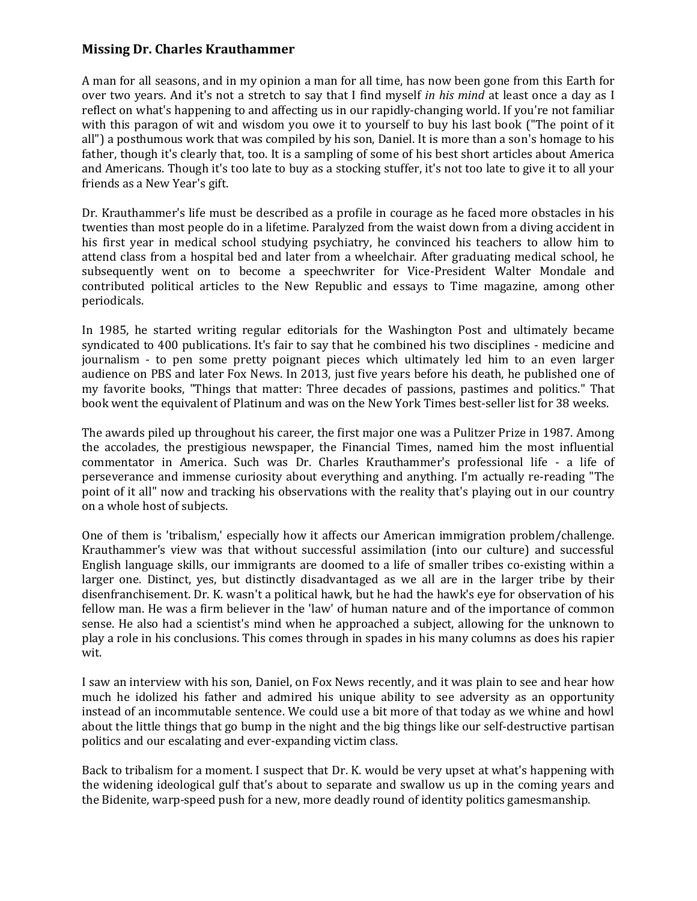## Missing Dr. Charles Krauthammer

A man for all seasons, and in my opinion a man for all time, has now been gone from this Earth for over two years. And it's not a stretch to say that I find myself *in his mind* at least once a day as I reflect on what's happening to and affecting us in our rapidly-changing world. If you're not familiar with this paragon of wit and wisdom you owe it to yourself to buy his last book ("The point of it all") a posthumous work that was compiled by his son, Daniel. It is more than a son's homage to his father, though it's clearly that, too. It is a sampling of some of his best short articles about America and Americans. Though it's too late to buy as a stocking stuffer, it's not too late to give it to all your friends as a New Year's gift.

Dr. Krauthammer's life must be described as a profile in courage as he faced more obstacles in his twenties than most people do in a lifetime. Paralyzed from the waist down from a diving accident in his first year in medical school studying psychiatry, he convinced his teachers to allow him to attend class from a hospital bed and later from a wheelchair. After graduating medical school, he subsequently went on to become a speechwriter for Vice-President Walter Mondale and contributed political articles to the New Republic and essays to Time magazine, among other periodicals.

In 1985, he started writing regular editorials for the Washington Post and ultimately became syndicated to 400 publications. It's fair to say that he combined his two disciplines - medicine and journalism - to pen some pretty poignant pieces which ultimately led him to an even larger audience on PBS and later Fox News. In 2013, just five years before his death, he published one of my favorite books, "Things that matter: Three decades of passions, pastimes and politics." That book went the equivalent of Platinum and was on the New York Times best-seller list for 38 weeks.

The awards piled up throughout his career, the first major one was a Pulitzer Prize in 1987. Among the accolades, the prestigious newspaper, the Financial Times, named him the most influential commentator in America. Such was Dr. Charles Krauthammer's professional life - a life of perseverance and immense curiosity about everything and anything. I'm actually re-reading "The point of it all" now and tracking his observations with the reality that's playing out in our country on a whole host of subjects.

One of them is 'tribalism,' especially how it affects our American immigration problem/challenge. Krauthammer's view was that without successful assimilation (into our culture) and successful English language skills, our immigrants are doomed to a life of smaller tribes co-existing within a larger one. Distinct, yes, but distinctly disadvantaged as we all are in the larger tribe by their disenfranchisement. Dr. K. wasn't a political hawk, but he had the hawk's eye for observation of his fellow man. He was a firm believer in the 'law' of human nature and of the importance of common sense. He also had a scientist's mind when he approached a subject, allowing for the unknown to play a role in his conclusions. This comes through in spades in his many columns as does his rapier wit.

I saw an interview with his son, Daniel, on Fox News recently, and it was plain to see and hear how much he idolized his father and admired his unique ability to see adversity as an opportunity instead of an incommutable sentence. We could use a bit more of that today as we whine and howl about the little things that go bump in the night and the big things like our self-destructive partisan politics and our escalating and ever-expanding victim class.

Back to tribalism for a moment. I suspect that Dr. K. would be very upset at what's happening with the widening ideological gulf that's about to separate and swallow us up in the coming years and the Bidenite, warp-speed push for a new, more deadly round of identity politics gamesmanship.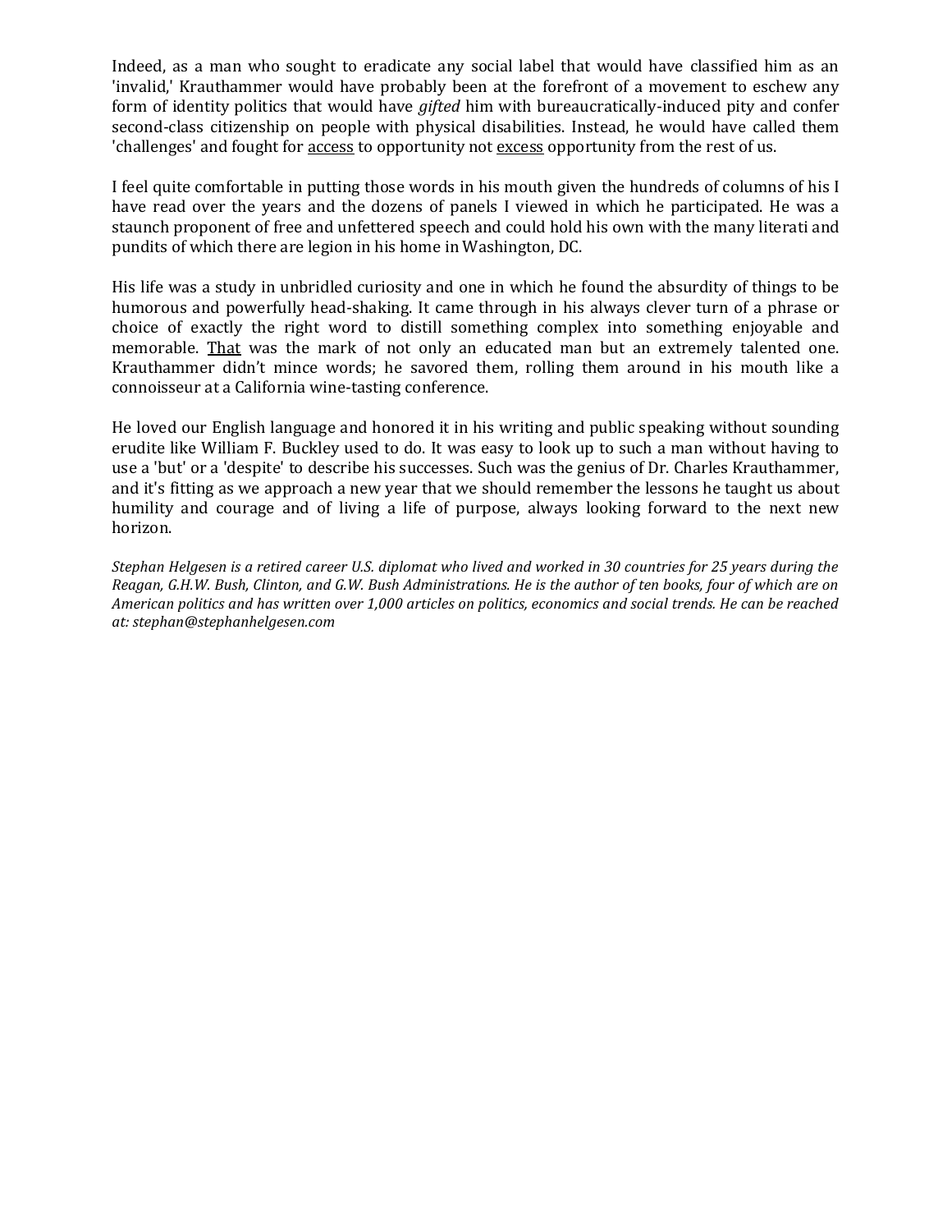Indeed, as a man who sought to eradicate any social label that would have classified him as an 'invalid,' Krauthammer would have probably been at the forefront of a movement to eschew any form of identity politics that would have *gifted* him with bureaucratically-induced pity and confer second-class citizenship on people with physical disabilities. Instead, he would have called them 'challenges' and fought for <u>access</u> to opportunity not <u>excess</u> opportunity from the rest of us.

I feel quite comfortable in putting those words in his mouth given the hundreds of columns of his I have read over the years and the dozens of panels I viewed in which he participated. He was a staunch proponent of free and unfettered speech and could hold his own with the many literati and pundits of which there are legion in his home in Washington, DC.

His life was a study in unbridled curiosity and one in which he found the absurdity of things to be humorous and powerfully head-shaking. It came through in his always clever turn of a phrase or choice of exactly the right word to distill something complex into something enjoyable and memorable. <u>That</u> was the mark of not only an educated man but an extremely talented one. Krauthammer didn't mince words; he savored them, rolling them around in his mouth like a connoisseur at a California wine-tasting conference.

He loved our English language and honored it in his writing and public speaking without sounding erudite like William F. Buckley used to do. It was easy to look up to such a man without having to use a 'but' or a 'despite' to describe his successes. Such was the genius of Dr. Charles Krauthammer, and it's fitting as we approach a new year that we should remember the lessons he taught us about humility and courage and of living a life of purpose, always looking forward to the next new horizon.

*Stephan Helgesen is a retired career U.S. diplomat who lived and worked in 30 countries for 25 years during the Reagan, G.H.W. Bush, Clinton, and G.W. Bush Administrations. He is the author of ten books, four of which are on American politics and has written over 1,000 articles on politics, economics and social trends. He can be reached at: stephan@stephanhelgesen.com*